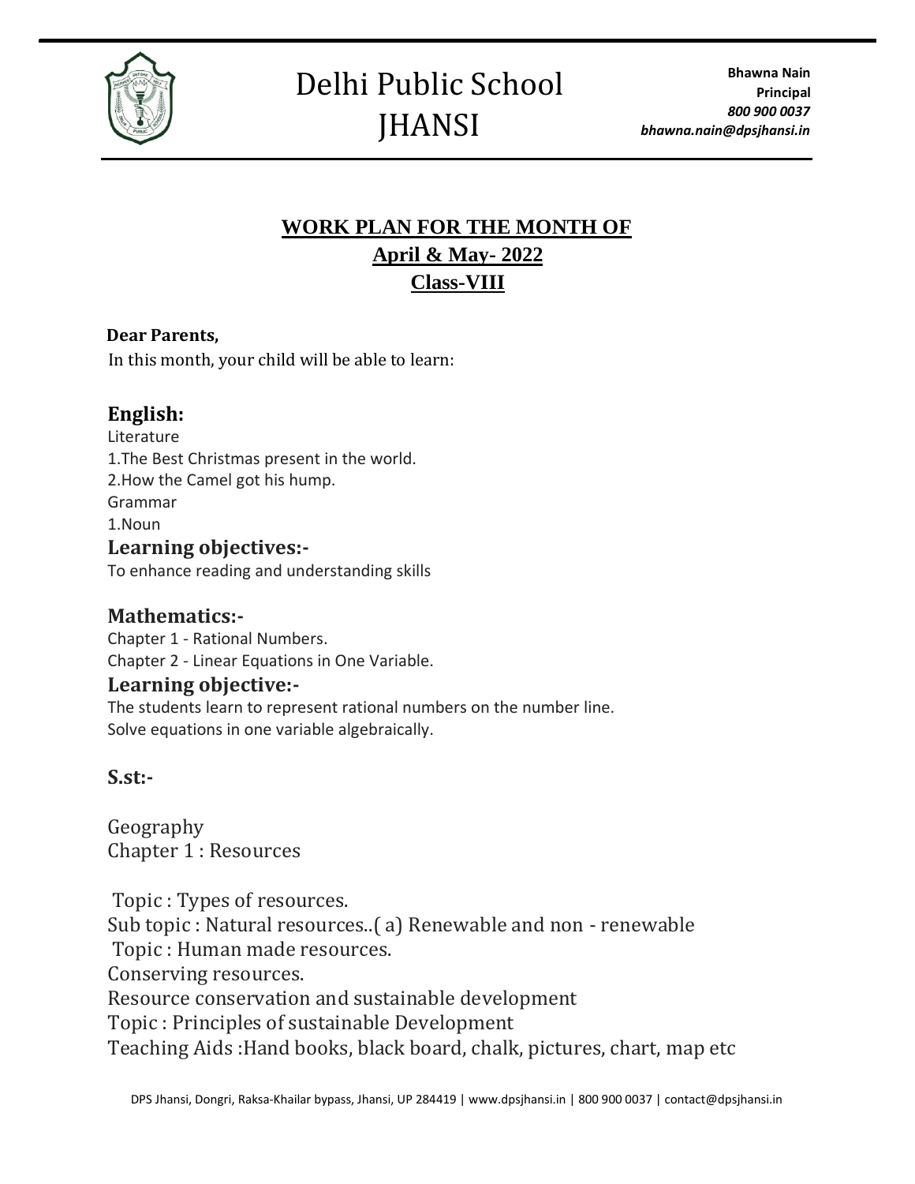# Delhi Public School JHANSI

**Bhawna Nain**
**Principal**
***800 900 0037***
***bhawna.nain@dpsjhansi.in***

## WORK PLAN FOR THE MONTH OF
## April & May- 2022
## Class-VIII

**Dear Parents,**

In this month, your child will be able to learn:

### English:

Literature

1.The Best Christmas present in the world.

2.How the Camel got his hump.

Grammar

1.Noun

### Learning objectives:-

To enhance reading and understanding skills

### Mathematics:-

Chapter 1 - Rational Numbers.

Chapter 2 - Linear Equations in One Variable.

### Learning objective:-

The students learn to represent rational numbers on the number line.

Solve equations in one variable algebraically.

### S.st:-

Geography

Chapter 1 : Resources

Topic : Types of resources.

Sub topic : Natural resources..( a) Renewable and non - renewable

Topic : Human made resources.

Conserving resources.

Resource conservation and sustainable development

Topic : Principles of sustainable Development

Teaching Aids :Hand books, black board, chalk, pictures, chart, map etc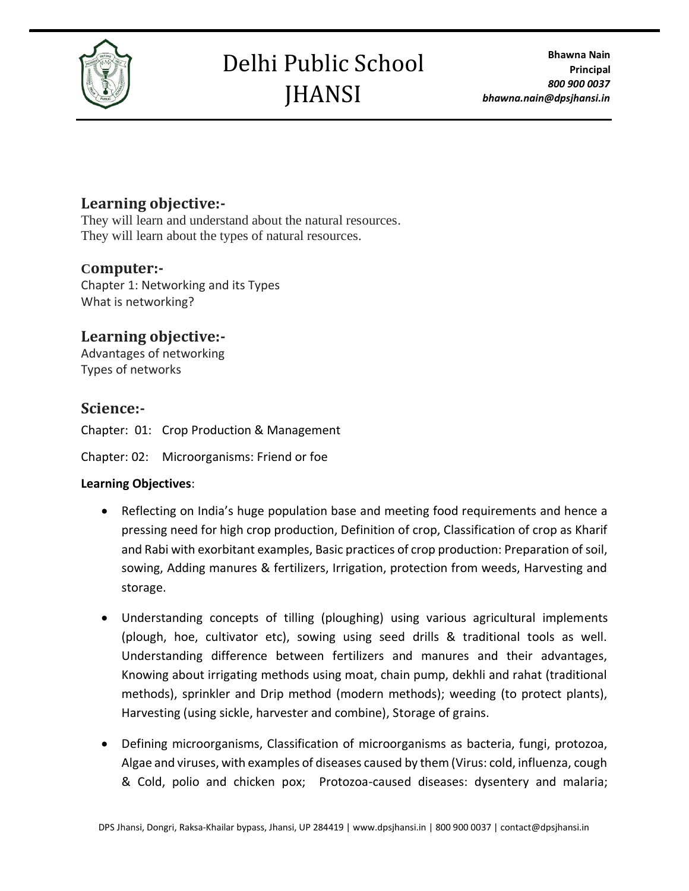## Learning objective:-

They will learn and understand about the natural resources.
They will learn about the types of natural resources.

## Computer:-

Chapter 1: Networking and its Types
What is networking?

## Learning objective:-

Advantages of networking
Types of networks

## Science:-

Chapter: 01: Crop Production & Management

Chapter: 02: Microorganisms: Friend or foe

**Learning Objectives**:

- Reflecting on India's huge population base and meeting food requirements and hence a pressing need for high crop production, Definition of crop, Classification of crop as Kharif and Rabi with exorbitant examples, Basic practices of crop production: Preparation of soil, sowing, Adding manures & fertilizers, Irrigation, protection from weeds, Harvesting and storage.
- Understanding concepts of tilling (ploughing) using various agricultural implements (plough, hoe, cultivator etc), sowing using seed drills & traditional tools as well. Understanding difference between fertilizers and manures and their advantages, Knowing about irrigating methods using moat, chain pump, dekhli and rahat (traditional methods), sprinkler and Drip method (modern methods); weeding (to protect plants), Harvesting (using sickle, harvester and combine), Storage of grains.
- Defining microorganisms, Classification of microorganisms as bacteria, fungi, protozoa, Algae and viruses, with examples of diseases caused by them (Virus: cold, influenza, cough & Cold, polio and chicken pox; Protozoa-caused diseases: dysentery and malaria;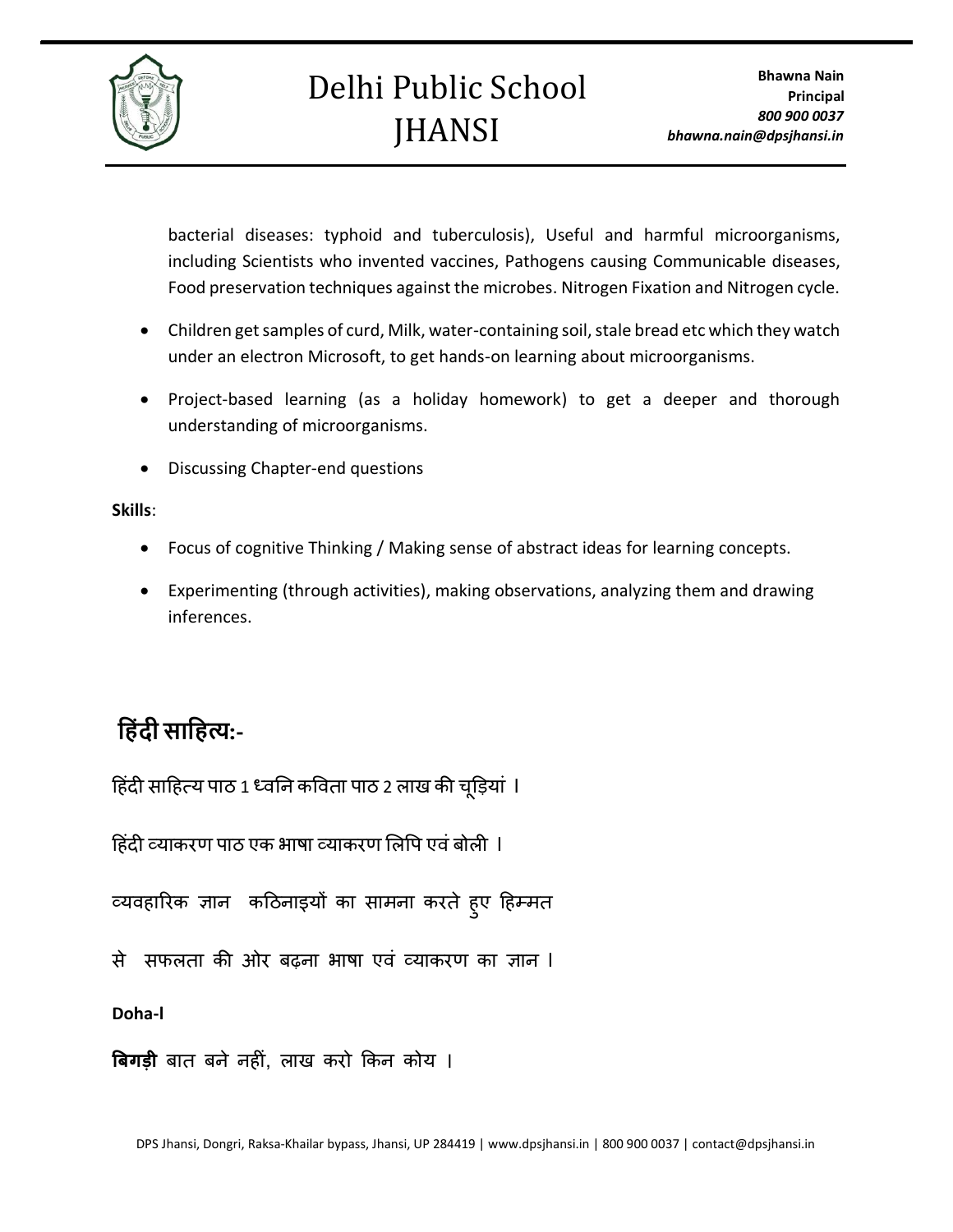bacterial diseases: typhoid and tuberculosis), Useful and harmful microorganisms, including Scientists who invented vaccines, Pathogens causing Communicable diseases, Food preservation techniques against the microbes. Nitrogen Fixation and Nitrogen cycle.

- Children get samples of curd, Milk, water-containing soil, stale bread etc which they watch under an electron Microsoft, to get hands-on learning about microorganisms.
- Project-based learning (as a holiday homework) to get a deeper and thorough understanding of microorganisms.
- Discussing Chapter-end questions

**Skills**:

- Focus of cognitive Thinking / Making sense of abstract ideas for learning concepts.
- Experimenting (through activities), making observations, analyzing them and drawing inferences.

## हिंदी साहित्य:-

हिंदी साहित्य पाठ 1 ध्वनि कविता पाठ 2 लाख की चूड़ियां ।

हिंदी व्याकरण पाठ एक भाषा व्याकरण लिपि एवं बोली ।

व्यवहारिक ज्ञान कठिनाइयों का सामना करते हुए हिम्मत

से सफलता की ओर बढ़ना भाषा एवं व्याकरण का ज्ञान ।

**Doha-l**

**बिगड़ी** बात बने नहीं, लाख करो किन कोय ।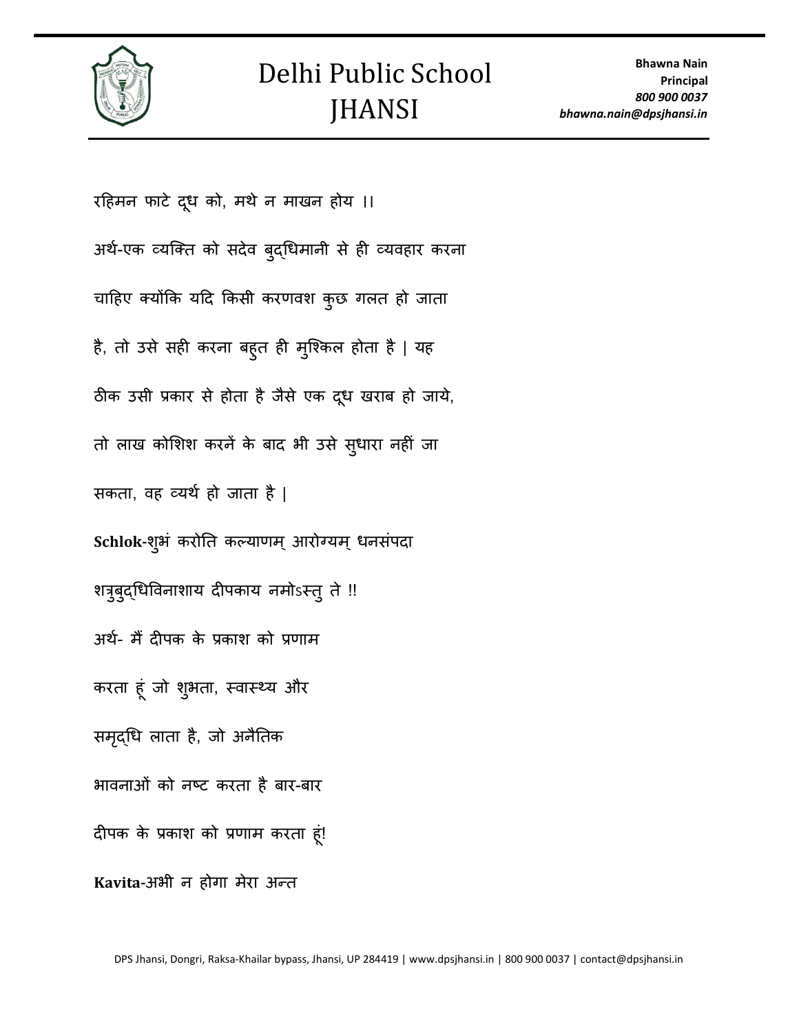रहिमन फाटे दूध को, मथे न माखन होय ।।

अर्थ-एक व्यक्ति को सदेव बुद्धिमानी से ही व्यवहार करना चाहिए क्योंकि यदि किसी करणवश कुछ गलत हो जाता है, तो उसे सही करना बहुत ही मुश्किल होता है | यह ठीक उसी प्रकार से होता है जैसे एक दूध खराब हो जाये, तो लाख कोशिश करनें के बाद भी उसे सुधारा नहीं जा सकता, वह व्यर्थ हो जाता है |

**Schlok-**शुभं करोति कल्याणम् आरोग्यम् धनसंपदा

शत्रुबुद्धिविनाशाय दीपकाय नमोऽस्तु ते !!

अर्थ- मैं दीपक के प्रकाश को प्रणाम

करता हूं जो शुभता, स्वास्थ्य और

समृद्धि लाता है, जो अनैतिक

भावनाओं को नष्ट करता है बार-बार

दीपक के प्रकाश को प्रणाम करता हूं!

**Kavita-**अभी न होगा मेरा अन्त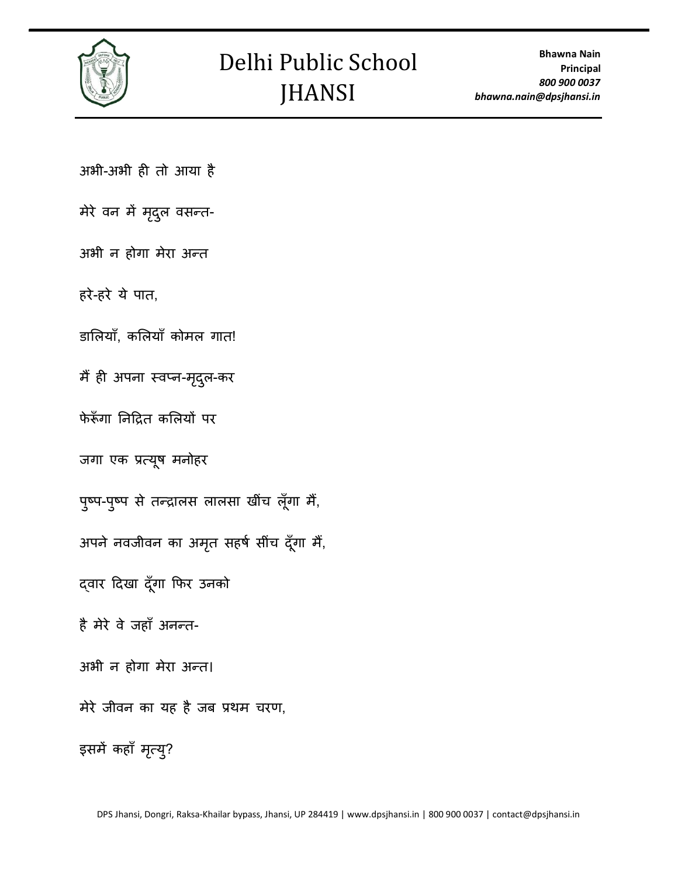अभी-अभी ही तो आया है

मेरे वन में मृदुल वसन्त-

अभी न होगा मेरा अन्त

हरे-हरे ये पात,

डालियाँ, कलियाँ कोमल गात!

मैं ही अपना स्वप्न-मृदुल-कर

फेरूँगा निद्रित कलियों पर

जगा एक प्रत्यूष मनोहर

पुष्प-पुष्प से तन्द्रालस लालसा खींच लूँगा मैं,

अपने नवजीवन का अमृत सहर्ष सींच दूँगा मैं,

द्वार दिखा दूँगा फिर उनको

है मेरे वे जहाँ अनन्त-

अभी न होगा मेरा अन्त।

मेरे जीवन का यह है जब प्रथम चरण,

इसमें कहाँ मृत्यु?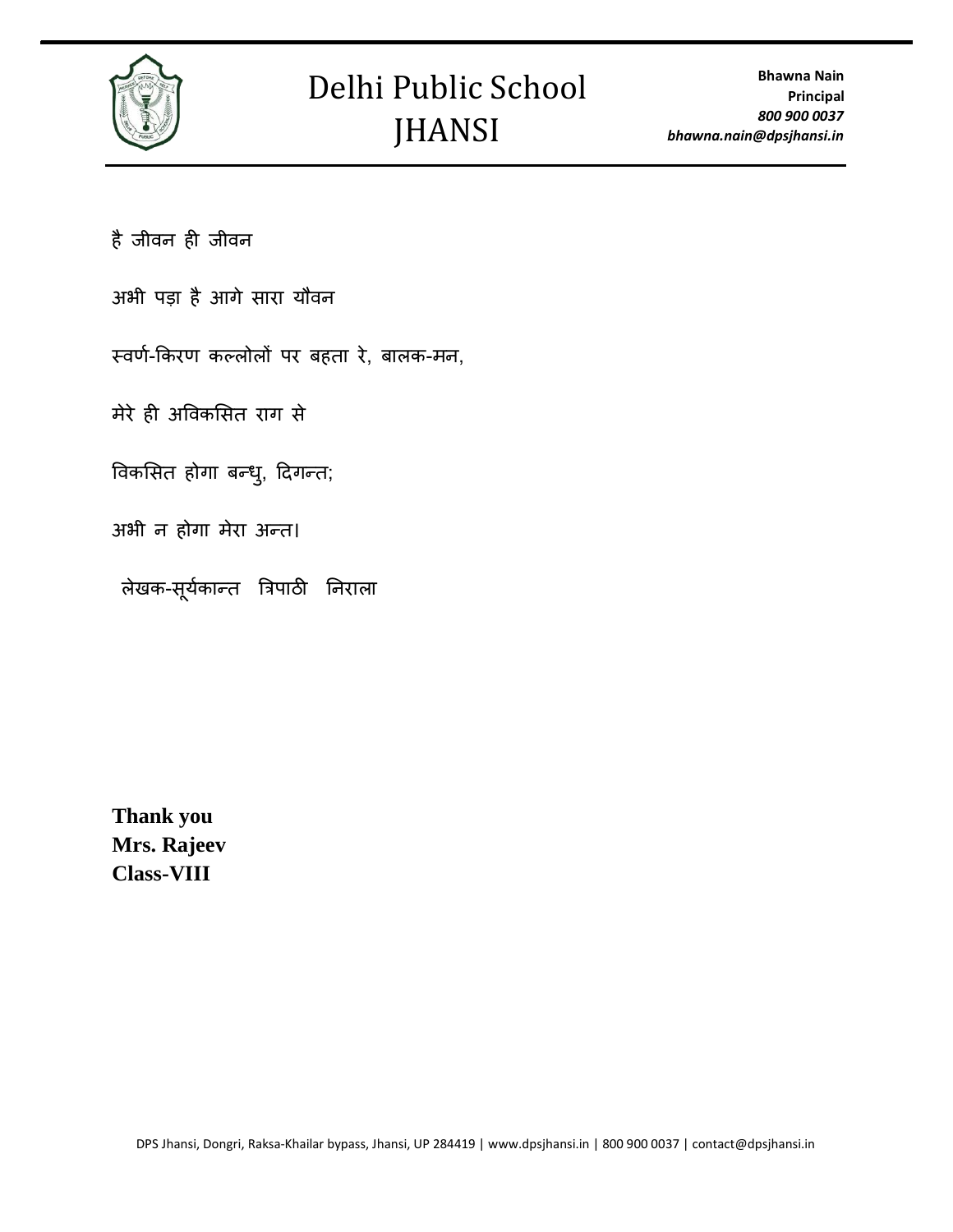है जीवन ही जीवन

अभी पड़ा है आगे सारा यौवन

स्वर्ण-किरण कल्लोलों पर बहता रे, बालक-मन,

मेरे ही अविकसित राग से

विकसित होगा बन्धु, दिगन्त;

अभी न होगा मेरा अन्त।

लेखक-सूर्यकान्त त्रिपाठी निराला

**Thank you**
**Mrs. Rajeev**
**Class-VIII**